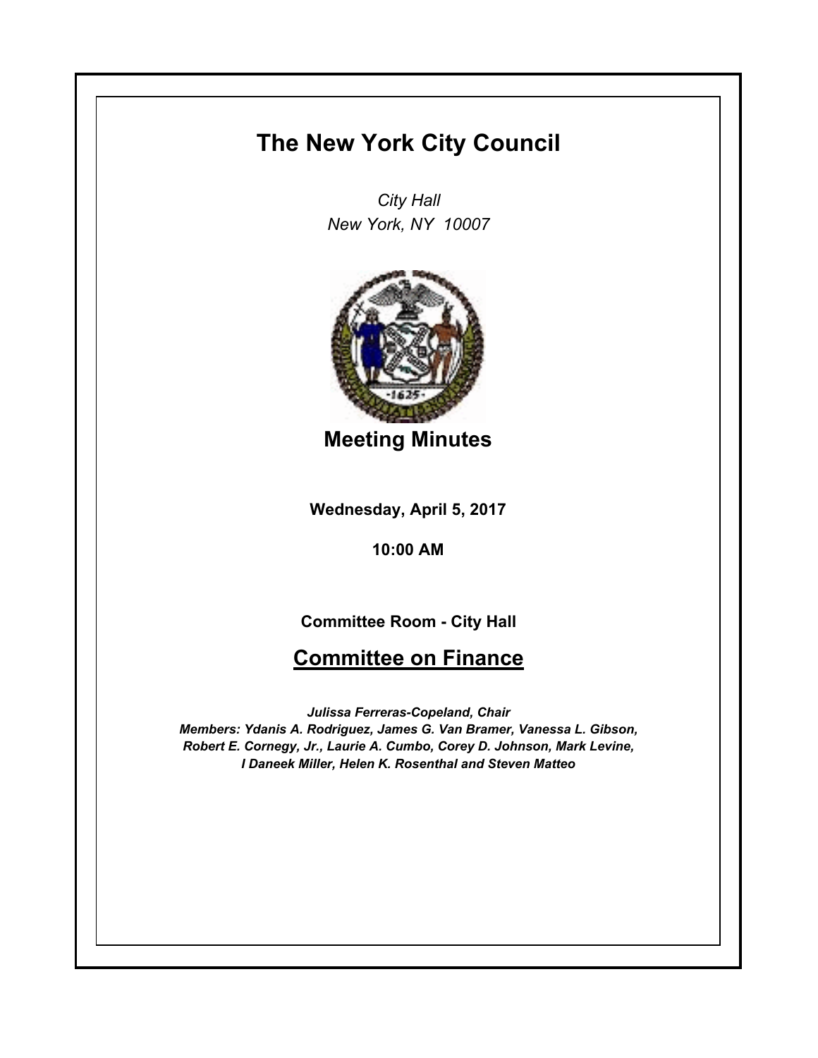# The New York City Council

*City Hall*
*New York, NY 10007*

## Meeting Minutes

**Wednesday, April 5, 2017**

**10:00 AM**

**Committee Room - City Hall**

## Committee on Finance

***Julissa Ferreras-Copeland, Chair***
***Members: Ydanis A. Rodriguez, James G. Van Bramer, Vanessa L. Gibson, Robert E. Cornegy, Jr., Laurie A. Cumbo, Corey D. Johnson, Mark Levine, I Daneek Miller, Helen K. Rosenthal and Steven Matteo***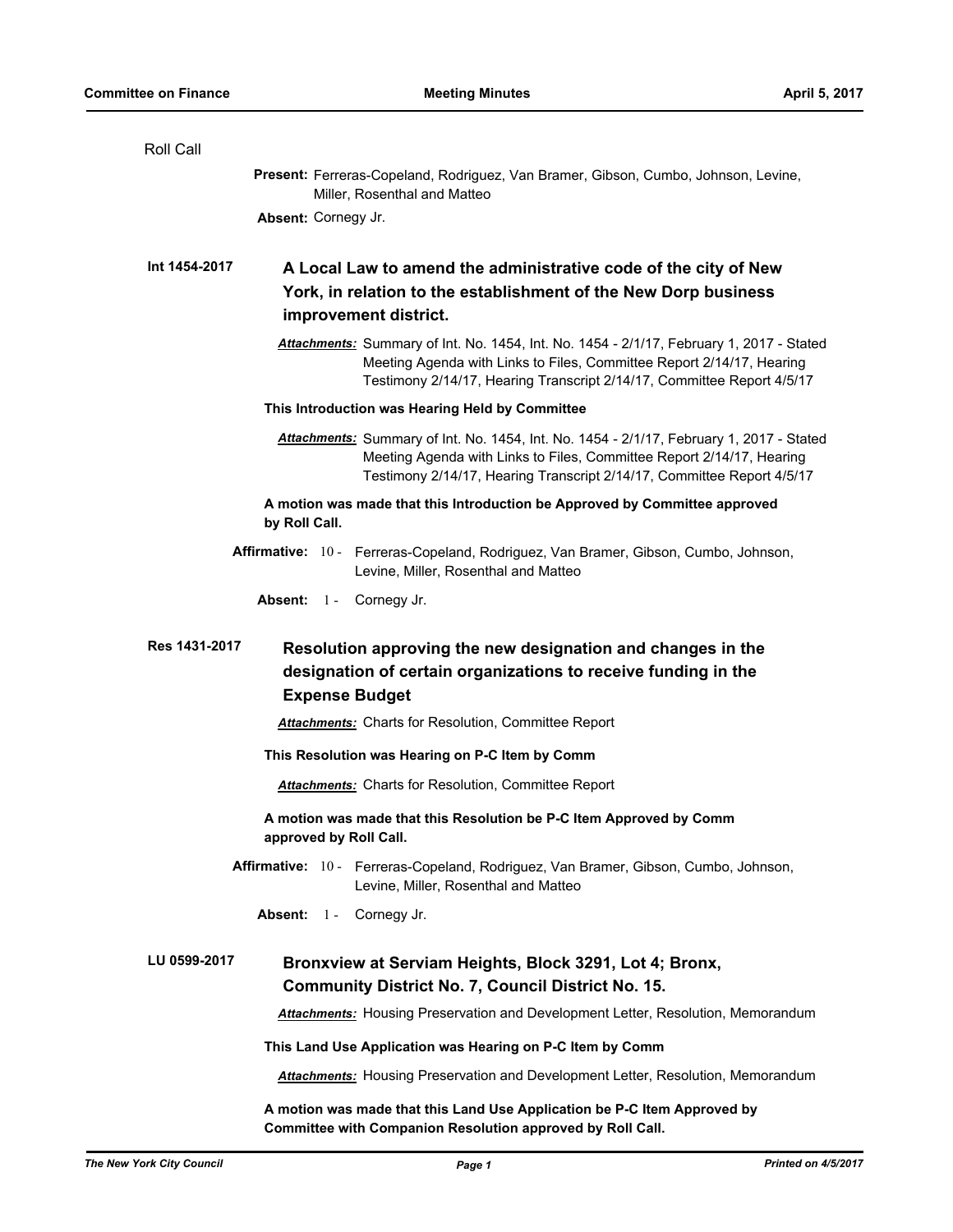Roll Call

**Present:** Ferreras-Copeland, Rodriguez, Van Bramer, Gibson, Cumbo, Johnson, Levine, Miller, Rosenthal and Matteo

**Absent:** Cornegy Jr.

**Int 1454-2017** **A Local Law to amend the administrative code of the city of New York, in relation to the establishment of the New Dorp business improvement district.**

***Attachments:*** Summary of Int. No. 1454, Int. No. 1454 - 2/1/17, February 1, 2017 - Stated Meeting Agenda with Links to Files, Committee Report 2/14/17, Hearing Testimony 2/14/17, Hearing Transcript 2/14/17, Committee Report 4/5/17

**This Introduction was Hearing Held by Committee**

***Attachments:*** Summary of Int. No. 1454, Int. No. 1454 - 2/1/17, February 1, 2017 - Stated Meeting Agenda with Links to Files, Committee Report 2/14/17, Hearing Testimony 2/14/17, Hearing Transcript 2/14/17, Committee Report 4/5/17

**A motion was made that this Introduction be Approved by Committee approved by Roll Call.**

**Affirmative:** 10 - Ferreras-Copeland, Rodriguez, Van Bramer, Gibson, Cumbo, Johnson, Levine, Miller, Rosenthal and Matteo

**Absent:** 1 - Cornegy Jr.

**Res 1431-2017** **Resolution approving the new designation and changes in the designation of certain organizations to receive funding in the Expense Budget**

***Attachments:*** Charts for Resolution, Committee Report

**This Resolution was Hearing on P-C Item by Comm**

***Attachments:*** Charts for Resolution, Committee Report

**A motion was made that this Resolution be P-C Item Approved by Comm approved by Roll Call.**

**Affirmative:** 10 - Ferreras-Copeland, Rodriguez, Van Bramer, Gibson, Cumbo, Johnson, Levine, Miller, Rosenthal and Matteo

**Absent:** 1 - Cornegy Jr.

**LU 0599-2017** **Bronxview at Serviam Heights, Block 3291, Lot 4; Bronx, Community District No. 7, Council District No. 15.**

***Attachments:*** Housing Preservation and Development Letter, Resolution, Memorandum

**This Land Use Application was Hearing on P-C Item by Comm**

***Attachments:*** Housing Preservation and Development Letter, Resolution, Memorandum

**A motion was made that this Land Use Application be P-C Item Approved by Committee with Companion Resolution approved by Roll Call.**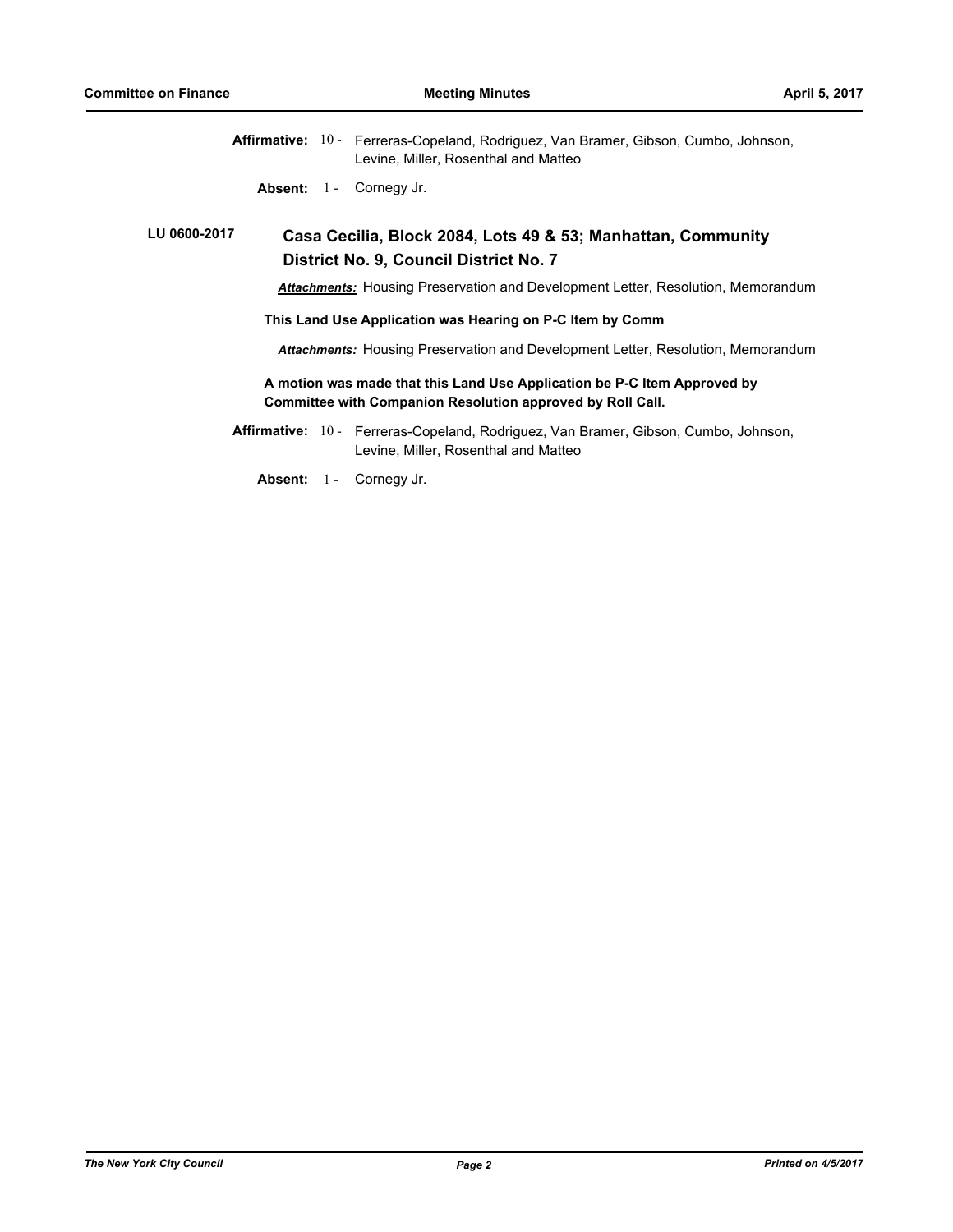**Affirmative:** 10 - Ferreras-Copeland, Rodriguez, Van Bramer, Gibson, Cumbo, Johnson, Levine, Miller, Rosenthal and Matteo

**Absent:** 1 - Cornegy Jr.

## LU 0600-2017 Casa Cecilia, Block 2084, Lots 49 & 53; Manhattan, Community District No. 9, Council District No. 7

***Attachments:*** Housing Preservation and Development Letter, Resolution, Memorandum

**This Land Use Application was Hearing on P-C Item by Comm**

***Attachments:*** Housing Preservation and Development Letter, Resolution, Memorandum

**A motion was made that this Land Use Application be P-C Item Approved by Committee with Companion Resolution approved by Roll Call.**

**Affirmative:** 10 - Ferreras-Copeland, Rodriguez, Van Bramer, Gibson, Cumbo, Johnson, Levine, Miller, Rosenthal and Matteo

**Absent:** 1 - Cornegy Jr.